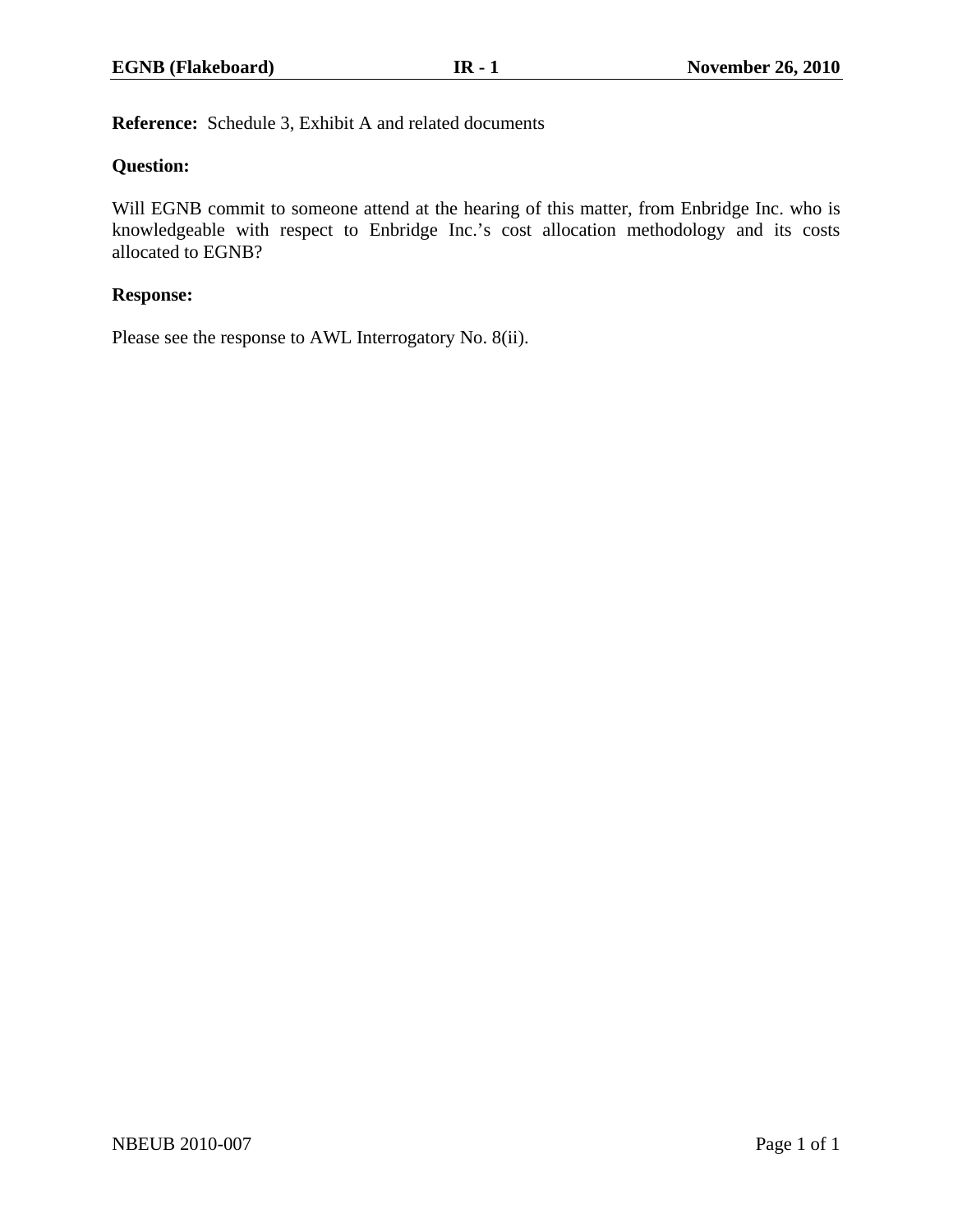**Reference:** Schedule 3, Exhibit A and related documents

**Question:**

Will EGNB commit to someone attend at the hearing of this matter, from Enbridge Inc. who is knowledgeable with respect to Enbridge Inc.'s cost allocation methodology and its costs allocated to EGNB?

**Response:**

Please see the response to AWL Interrogatory No. 8(ii).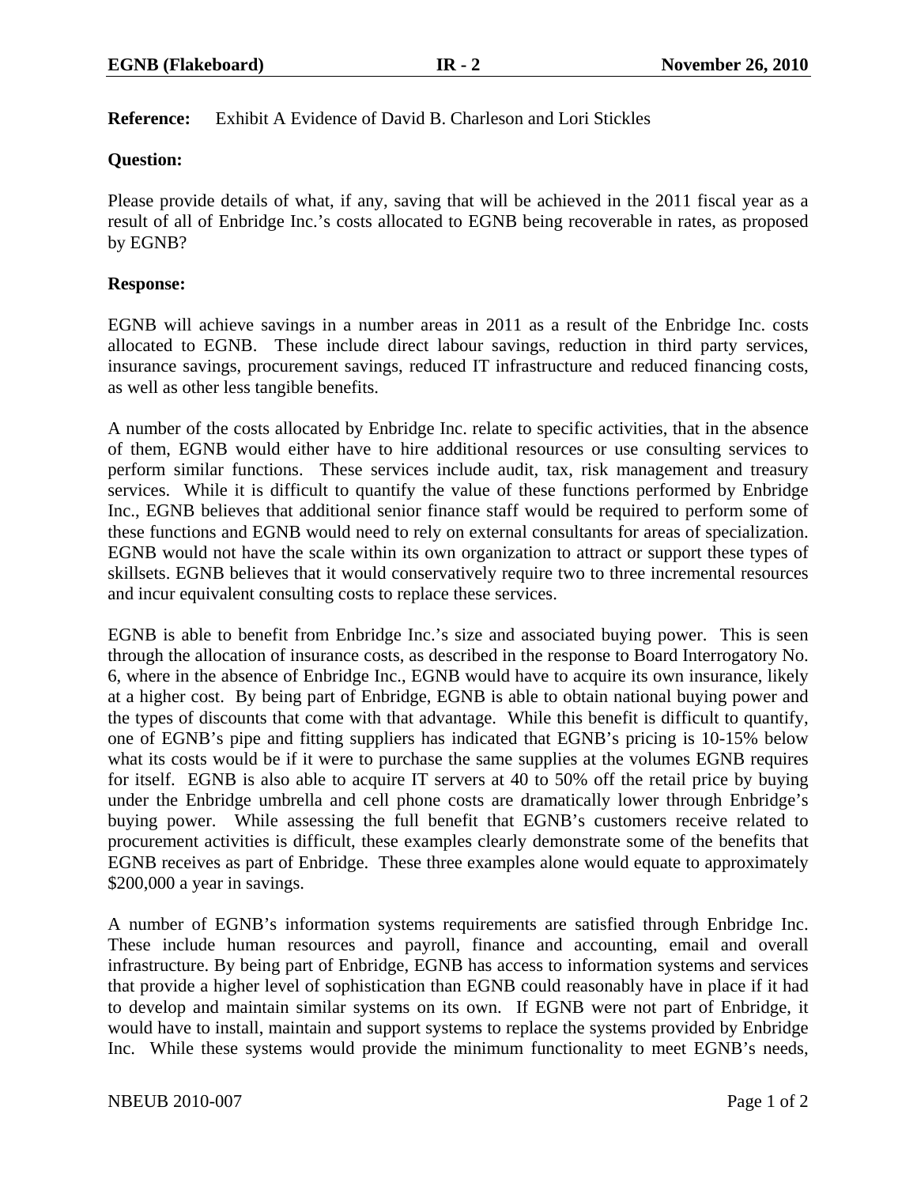**Reference:** Exhibit A Evidence of David B. Charleson and Lori Stickles

**Question:**

Please provide details of what, if any, saving that will be achieved in the 2011 fiscal year as a result of all of Enbridge Inc.'s costs allocated to EGNB being recoverable in rates, as proposed by EGNB?

**Response:**

EGNB will achieve savings in a number areas in 2011 as a result of the Enbridge Inc. costs allocated to EGNB. These include direct labour savings, reduction in third party services, insurance savings, procurement savings, reduced IT infrastructure and reduced financing costs, as well as other less tangible benefits.

A number of the costs allocated by Enbridge Inc. relate to specific activities, that in the absence of them, EGNB would either have to hire additional resources or use consulting services to perform similar functions. These services include audit, tax, risk management and treasury services. While it is difficult to quantify the value of these functions performed by Enbridge Inc., EGNB believes that additional senior finance staff would be required to perform some of these functions and EGNB would need to rely on external consultants for areas of specialization. EGNB would not have the scale within its own organization to attract or support these types of skillsets. EGNB believes that it would conservatively require two to three incremental resources and incur equivalent consulting costs to replace these services.

EGNB is able to benefit from Enbridge Inc.'s size and associated buying power. This is seen through the allocation of insurance costs, as described in the response to Board Interrogatory No. 6, where in the absence of Enbridge Inc., EGNB would have to acquire its own insurance, likely at a higher cost. By being part of Enbridge, EGNB is able to obtain national buying power and the types of discounts that come with that advantage. While this benefit is difficult to quantify, one of EGNB's pipe and fitting suppliers has indicated that EGNB's pricing is 10-15% below what its costs would be if it were to purchase the same supplies at the volumes EGNB requires for itself. EGNB is also able to acquire IT servers at 40 to 50% off the retail price by buying under the Enbridge umbrella and cell phone costs are dramatically lower through Enbridge's buying power. While assessing the full benefit that EGNB's customers receive related to procurement activities is difficult, these examples clearly demonstrate some of the benefits that EGNB receives as part of Enbridge. These three examples alone would equate to approximately $200,000 a year in savings.

A number of EGNB's information systems requirements are satisfied through Enbridge Inc. These include human resources and payroll, finance and accounting, email and overall infrastructure. By being part of Enbridge, EGNB has access to information systems and services that provide a higher level of sophistication than EGNB could reasonably have in place if it had to develop and maintain similar systems on its own. If EGNB were not part of Enbridge, it would have to install, maintain and support systems to replace the systems provided by Enbridge Inc. While these systems would provide the minimum functionality to meet EGNB's needs,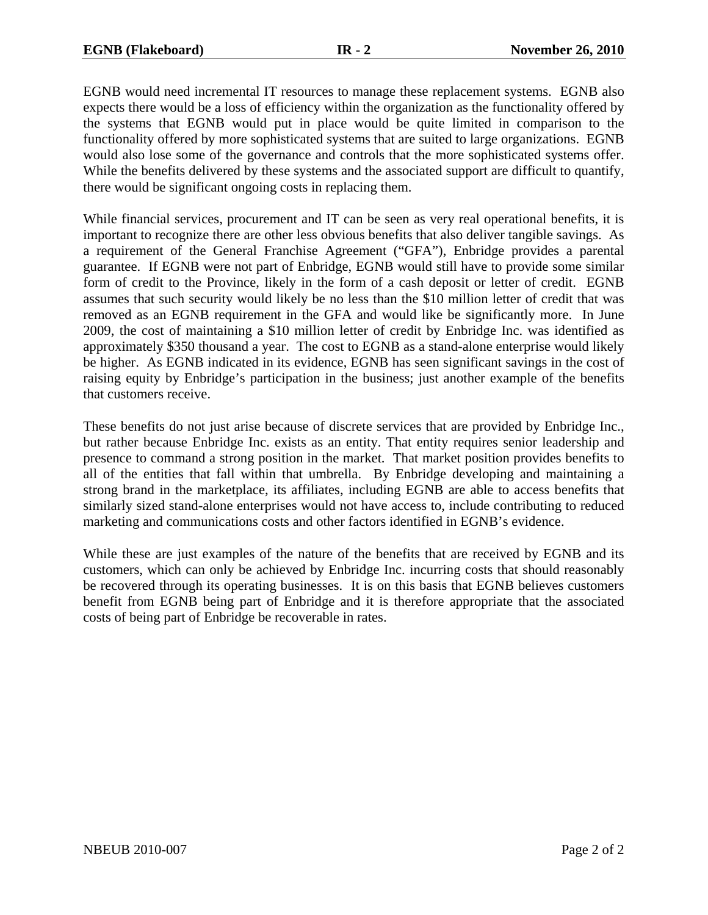EGNB would need incremental IT resources to manage these replacement systems. EGNB also expects there would be a loss of efficiency within the organization as the functionality offered by the systems that EGNB would put in place would be quite limited in comparison to the functionality offered by more sophisticated systems that are suited to large organizations. EGNB would also lose some of the governance and controls that the more sophisticated systems offer. While the benefits delivered by these systems and the associated support are difficult to quantify, there would be significant ongoing costs in replacing them.

While financial services, procurement and IT can be seen as very real operational benefits, it is important to recognize there are other less obvious benefits that also deliver tangible savings. As a requirement of the General Franchise Agreement ("GFA"), Enbridge provides a parental guarantee. If EGNB were not part of Enbridge, EGNB would still have to provide some similar form of credit to the Province, likely in the form of a cash deposit or letter of credit. EGNB assumes that such security would likely be no less than the $10 million letter of credit that was removed as an EGNB requirement in the GFA and would like be significantly more. In June 2009, the cost of maintaining a $10 million letter of credit by Enbridge Inc. was identified as approximately $350 thousand a year. The cost to EGNB as a stand-alone enterprise would likely be higher. As EGNB indicated in its evidence, EGNB has seen significant savings in the cost of raising equity by Enbridge's participation in the business; just another example of the benefits that customers receive.

These benefits do not just arise because of discrete services that are provided by Enbridge Inc., but rather because Enbridge Inc. exists as an entity. That entity requires senior leadership and presence to command a strong position in the market. That market position provides benefits to all of the entities that fall within that umbrella. By Enbridge developing and maintaining a strong brand in the marketplace, its affiliates, including EGNB are able to access benefits that similarly sized stand-alone enterprises would not have access to, include contributing to reduced marketing and communications costs and other factors identified in EGNB's evidence.

While these are just examples of the nature of the benefits that are received by EGNB and its customers, which can only be achieved by Enbridge Inc. incurring costs that should reasonably be recovered through its operating businesses. It is on this basis that EGNB believes customers benefit from EGNB being part of Enbridge and it is therefore appropriate that the associated costs of being part of Enbridge be recoverable in rates.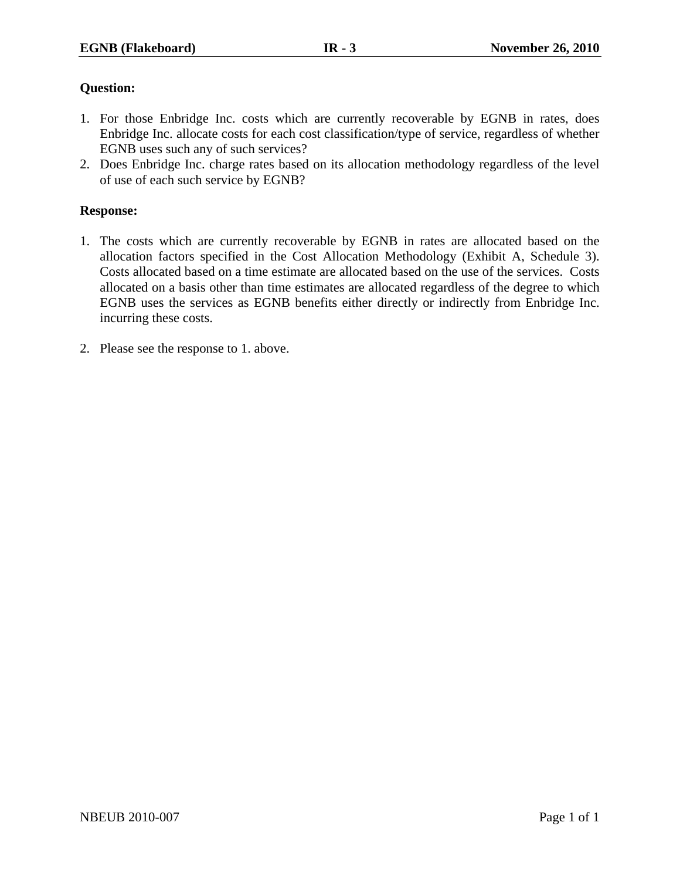**Question:**

1. For those Enbridge Inc. costs which are currently recoverable by EGNB in rates, does Enbridge Inc. allocate costs for each cost classification/type of service, regardless of whether EGNB uses such any of such services?
2. Does Enbridge Inc. charge rates based on its allocation methodology regardless of the level of use of each such service by EGNB?

**Response:**

1. The costs which are currently recoverable by EGNB in rates are allocated based on the allocation factors specified in the Cost Allocation Methodology (Exhibit A, Schedule 3). Costs allocated based on a time estimate are allocated based on the use of the services. Costs allocated on a basis other than time estimates are allocated regardless of the degree to which EGNB uses the services as EGNB benefits either directly or indirectly from Enbridge Inc. incurring these costs.

2. Please see the response to 1. above.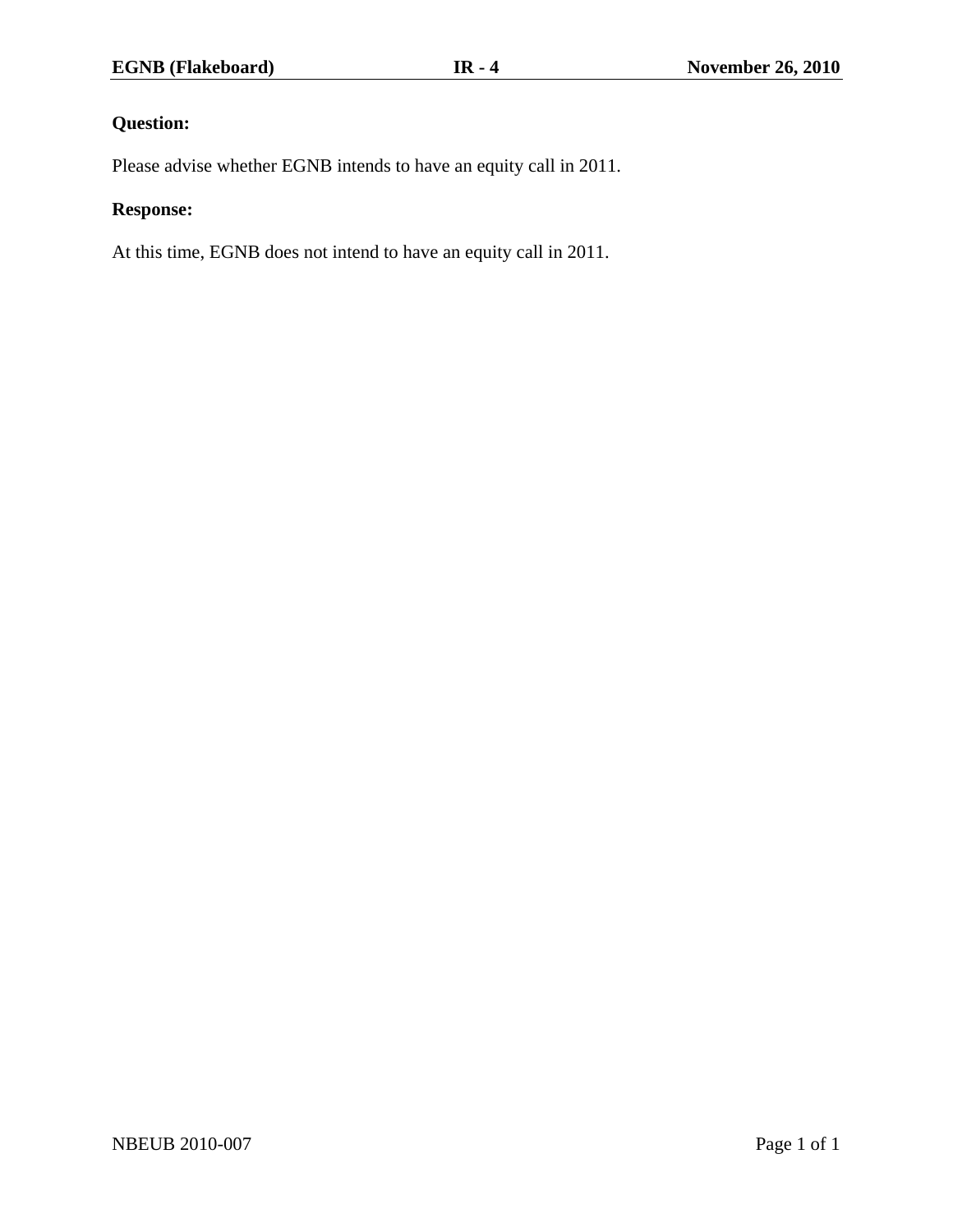**Question:**

Please advise whether EGNB intends to have an equity call in 2011.

**Response:**

At this time, EGNB does not intend to have an equity call in 2011.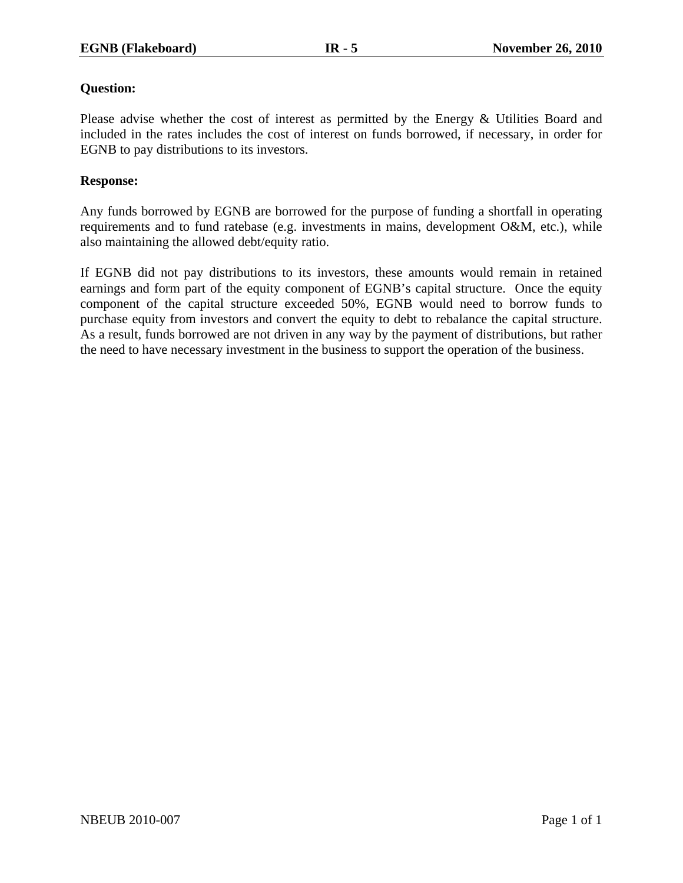**Question:**

Please advise whether the cost of interest as permitted by the Energy & Utilities Board and included in the rates includes the cost of interest on funds borrowed, if necessary, in order for EGNB to pay distributions to its investors.

**Response:**

Any funds borrowed by EGNB are borrowed for the purpose of funding a shortfall in operating requirements and to fund ratebase (e.g. investments in mains, development O&M, etc.), while also maintaining the allowed debt/equity ratio.

If EGNB did not pay distributions to its investors, these amounts would remain in retained earnings and form part of the equity component of EGNB's capital structure. Once the equity component of the capital structure exceeded 50%, EGNB would need to borrow funds to purchase equity from investors and convert the equity to debt to rebalance the capital structure. As a result, funds borrowed are not driven in any way by the payment of distributions, but rather the need to have necessary investment in the business to support the operation of the business.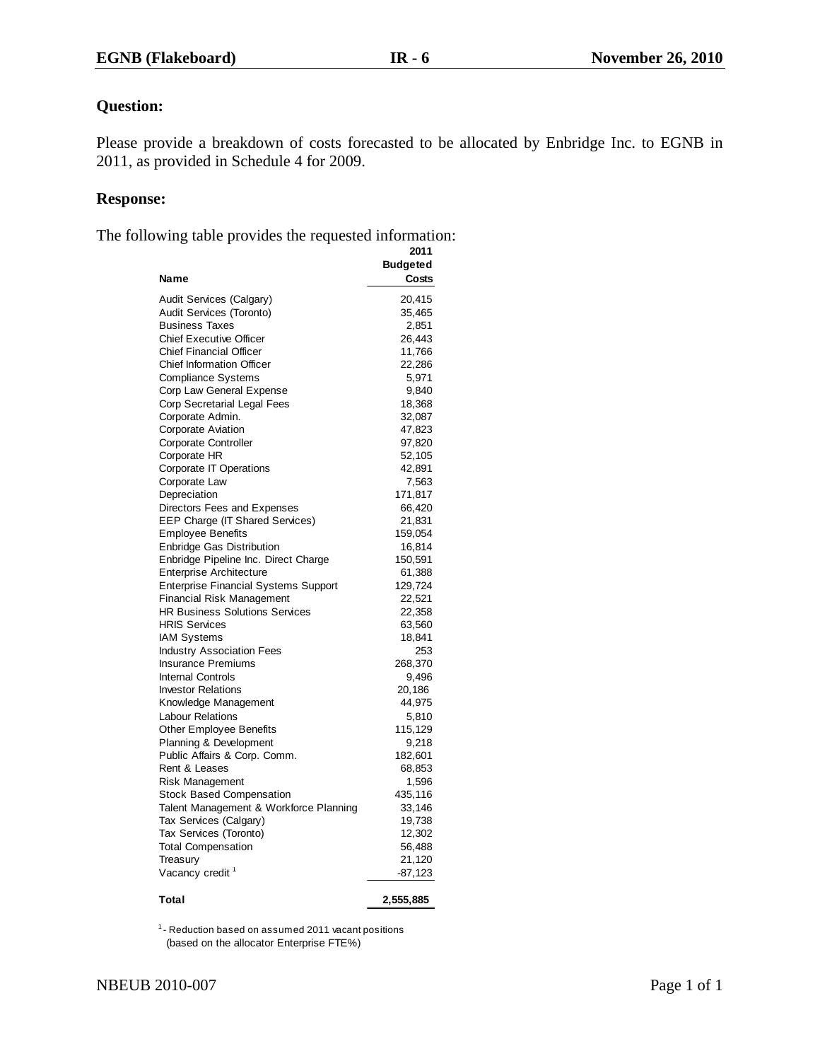**Question:**

Please provide a breakdown of costs forecasted to be allocated by Enbridge Inc. to EGNB in 2011, as provided in Schedule 4 for 2009.

**Response:**

The following table provides the requested information:

| Name | 2011 Budgeted Costs |
|---|---|
| Audit Services (Calgary) | 20,415 |
| Audit Services (Toronto) | 35,465 |
| Business Taxes | 2,851 |
| Chief Executive Officer | 26,443 |
| Chief Financial Officer | 11,766 |
| Chief Information Officer | 22,286 |
| Compliance Systems | 5,971 |
| Corp Law General Expense | 9,840 |
| Corp Secretarial Legal Fees | 18,368 |
| Corporate Admin. | 32,087 |
| Corporate Aviation | 47,823 |
| Corporate Controller | 97,820 |
| Corporate HR | 52,105 |
| Corporate IT Operations | 42,891 |
| Corporate Law | 7,563 |
| Depreciation | 171,817 |
| Directors Fees and Expenses | 66,420 |
| EEP Charge (IT Shared Services) | 21,831 |
| Employee Benefits | 159,054 |
| Enbridge Gas Distribution | 16,814 |
| Enbridge Pipeline Inc. Direct Charge | 150,591 |
| Enterprise Architecture | 61,388 |
| Enterprise Financial Systems Support | 129,724 |
| Financial Risk Management | 22,521 |
| HR Business Solutions Services | 22,358 |
| HRIS Services | 63,560 |
| IAM Systems | 18,841 |
| Industry Association Fees | 253 |
| Insurance Premiums | 268,370 |
| Internal Controls | 9,496 |
| Investor Relations | 20,186 |
| Knowledge Management | 44,975 |
| Labour Relations | 5,810 |
| Other Employee Benefits | 115,129 |
| Planning & Development | 9,218 |
| Public Affairs & Corp. Comm. | 182,601 |
| Rent & Leases | 68,853 |
| Risk Management | 1,596 |
| Stock Based Compensation | 435,116 |
| Talent Management & Workforce Planning | 33,146 |
| Tax Services (Calgary) | 19,738 |
| Tax Services (Toronto) | 12,302 |
| Total Compensation | 56,488 |
| Treasury | 21,120 |
| Vacancy credit [1] | -87,123 |
| **Total** | **2,555,885** |

[1] - Reduction based on assumed 2011 vacant positions (based on the allocator Enterprise FTE%)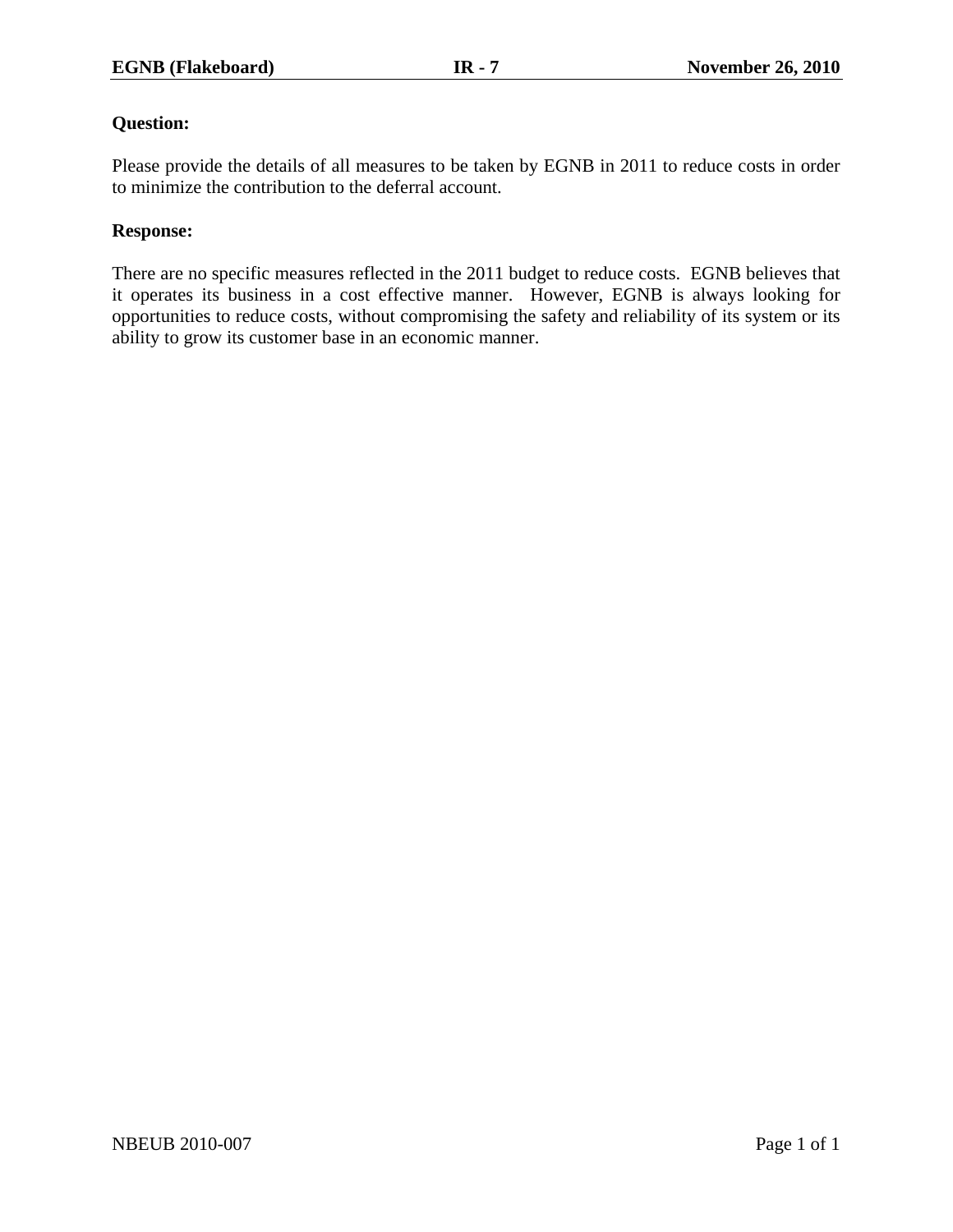**Question:**

Please provide the details of all measures to be taken by EGNB in 2011 to reduce costs in order to minimize the contribution to the deferral account.

**Response:**

There are no specific measures reflected in the 2011 budget to reduce costs. EGNB believes that it operates its business in a cost effective manner. However, EGNB is always looking for opportunities to reduce costs, without compromising the safety and reliability of its system or its ability to grow its customer base in an economic manner.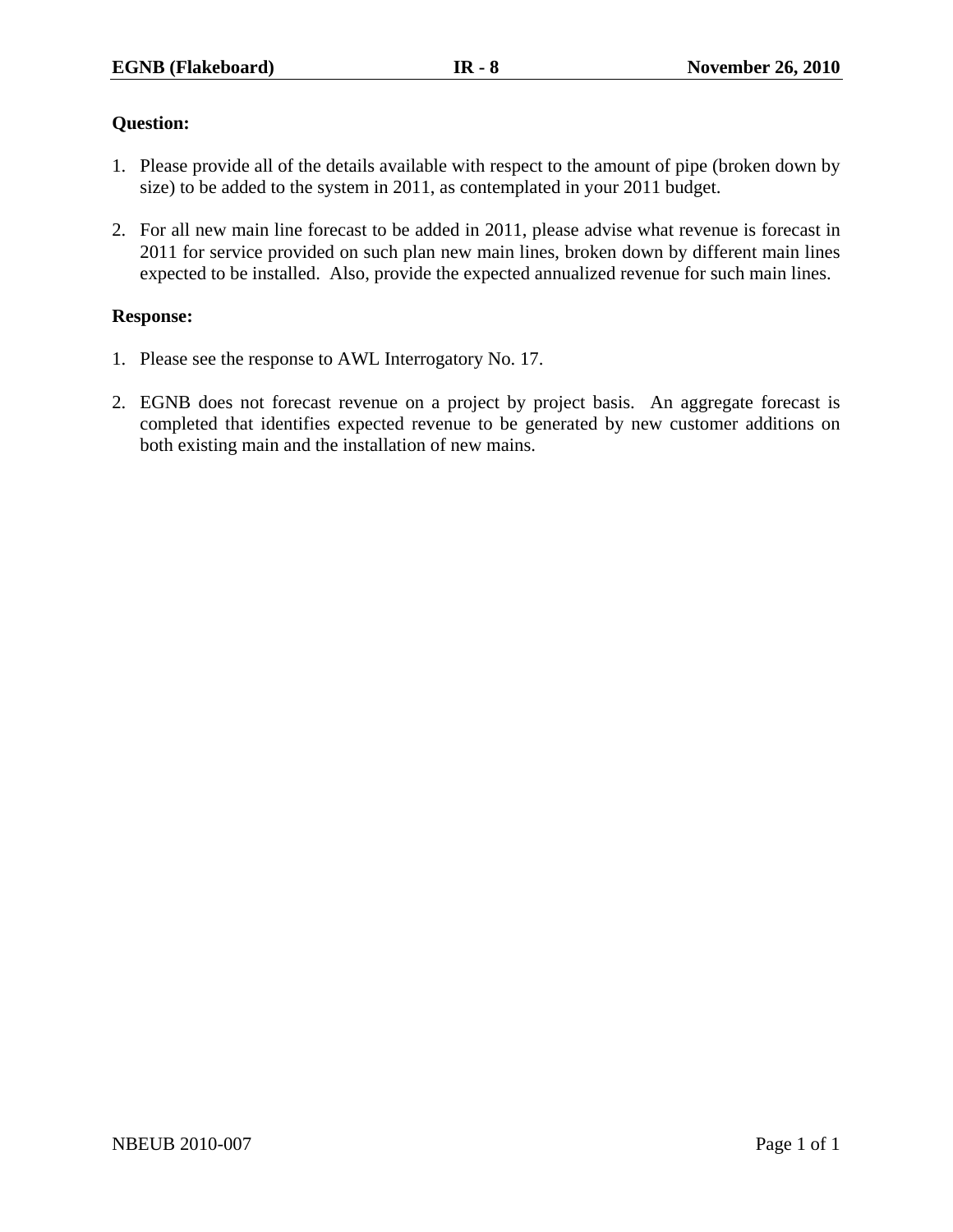**Question:**

1. Please provide all of the details available with respect to the amount of pipe (broken down by size) to be added to the system in 2011, as contemplated in your 2011 budget.

2. For all new main line forecast to be added in 2011, please advise what revenue is forecast in 2011 for service provided on such plan new main lines, broken down by different main lines expected to be installed. Also, provide the expected annualized revenue for such main lines.

**Response:**

1. Please see the response to AWL Interrogatory No. 17.

2. EGNB does not forecast revenue on a project by project basis. An aggregate forecast is completed that identifies expected revenue to be generated by new customer additions on both existing main and the installation of new mains.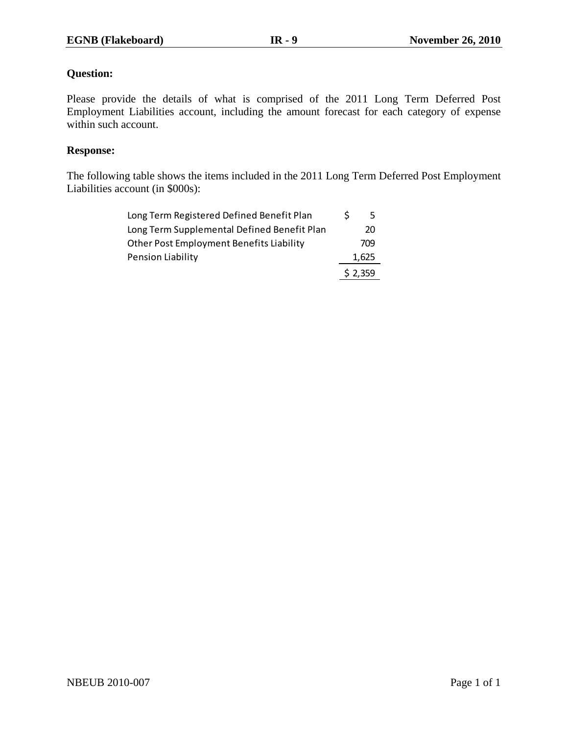**Question:**

Please provide the details of what is comprised of the 2011 Long Term Deferred Post Employment Liabilities account, including the amount forecast for each category of expense within such account.

**Response:**

The following table shows the items included in the 2011 Long Term Deferred Post Employment Liabilities account (in $000s):

| | |
|---|---|
| Long Term Registered Defined Benefit Plan | $ 5 |
| Long Term Supplemental Defined Benefit Plan | 20 |
| Other Post Employment Benefits Liability | 709 |
| Pension Liability | 1,625 |
| | $ 2,359 |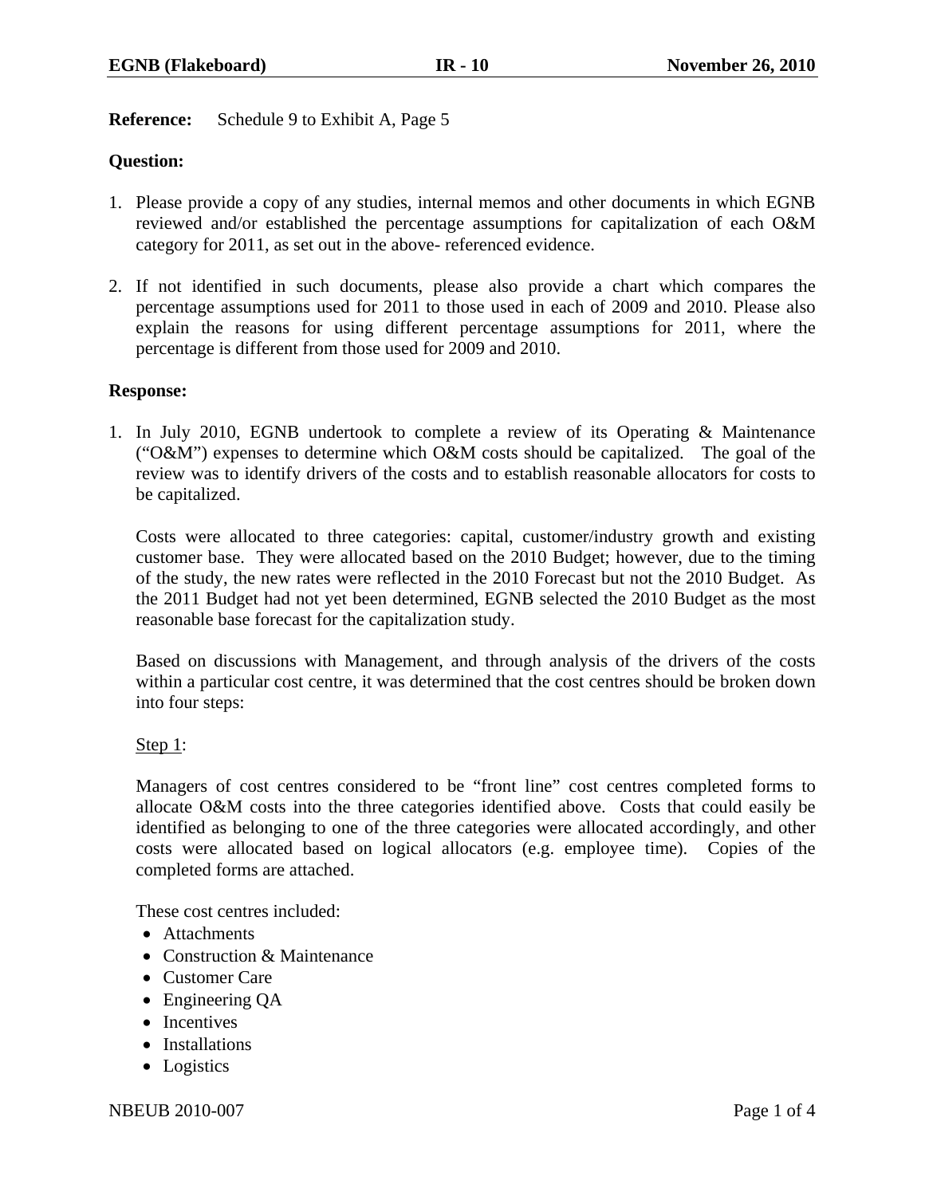**Reference:** Schedule 9 to Exhibit A, Page 5

**Question:**

1. Please provide a copy of any studies, internal memos and other documents in which EGNB reviewed and/or established the percentage assumptions for capitalization of each O&M category for 2011, as set out in the above- referenced evidence.

2. If not identified in such documents, please also provide a chart which compares the percentage assumptions used for 2011 to those used in each of 2009 and 2010. Please also explain the reasons for using different percentage assumptions for 2011, where the percentage is different from those used for 2009 and 2010.

**Response:**

1. In July 2010, EGNB undertook to complete a review of its Operating & Maintenance ("O&M") expenses to determine which O&M costs should be capitalized. The goal of the review was to identify drivers of the costs and to establish reasonable allocators for costs to be capitalized.

   Costs were allocated to three categories: capital, customer/industry growth and existing customer base. They were allocated based on the 2010 Budget; however, due to the timing of the study, the new rates were reflected in the 2010 Forecast but not the 2010 Budget. As the 2011 Budget had not yet been determined, EGNB selected the 2010 Budget as the most reasonable base forecast for the capitalization study.

   Based on discussions with Management, and through analysis of the drivers of the costs within a particular cost centre, it was determined that the cost centres should be broken down into four steps:

   <u>Step 1</u>:

   Managers of cost centres considered to be "front line" cost centres completed forms to allocate O&M costs into the three categories identified above. Costs that could easily be identified as belonging to one of the three categories were allocated accordingly, and other costs were allocated based on logical allocators (e.g. employee time). Copies of the completed forms are attached.

   These cost centres included:

   - Attachments
   - Construction & Maintenance
   - Customer Care
   - Engineering QA
   - Incentives
   - Installations
   - Logistics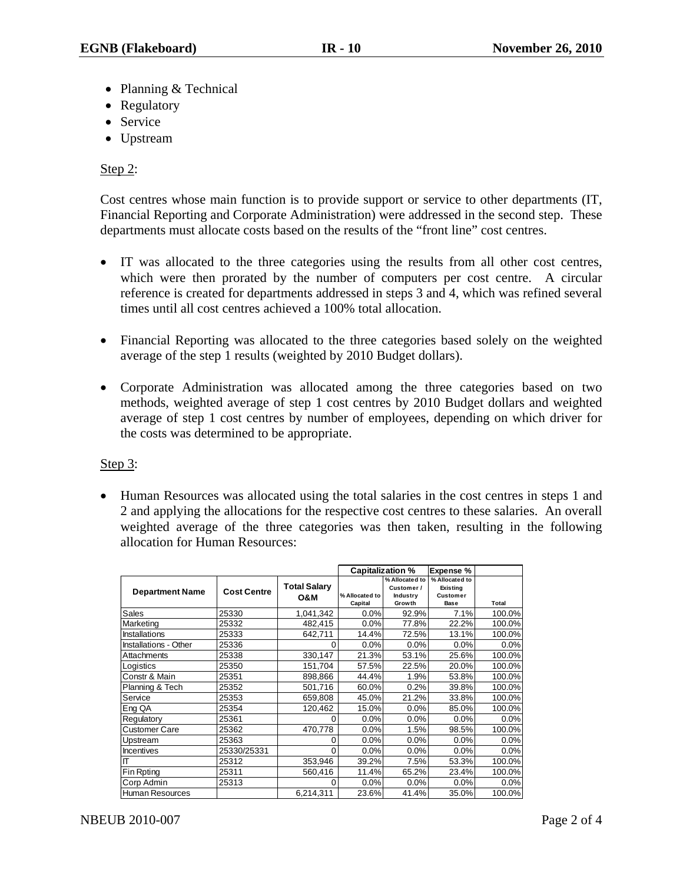- Planning & Technical
- Regulatory
- Service
- Upstream

Step 2:

Cost centres whose main function is to provide support or service to other departments (IT, Financial Reporting and Corporate Administration) were addressed in the second step. These departments must allocate costs based on the results of the "front line" cost centres.

- IT was allocated to the three categories using the results from all other cost centres, which were then prorated by the number of computers per cost centre. A circular reference is created for departments addressed in steps 3 and 4, which was refined several times until all cost centres achieved a 100% total allocation.

- Financial Reporting was allocated to the three categories based solely on the weighted average of the step 1 results (weighted by 2010 Budget dollars).

- Corporate Administration was allocated among the three categories based on two methods, weighted average of step 1 cost centres by 2010 Budget dollars and weighted average of step 1 cost centres by number of employees, depending on which driver for the costs was determined to be appropriate.

Step 3:

- Human Resources was allocated using the total salaries in the cost centres in steps 1 and 2 and applying the allocations for the respective cost centres to these salaries. An overall weighted average of the three categories was then taken, resulting in the following allocation for Human Resources:

| | | | Capitalization % | | Expense % | |
|---|---|---|---|---|---|---|
| Department Name | Cost Centre | Total Salary O&M | % Allocated to Capital | % Allocated to Customer / Industry Growth | % Allocated to Existing Customer Base | Total |
| Sales | 25330 | 1,041,342 | 0.0% | 92.9% | 7.1% | 100.0% |
| Marketing | 25332 | 482,415 | 0.0% | 77.8% | 22.2% | 100.0% |
| Installations | 25333 | 642,711 | 14.4% | 72.5% | 13.1% | 100.0% |
| Installations - Other | 25336 | 0 | 0.0% | 0.0% | 0.0% | 0.0% |
| Attachments | 25338 | 330,147 | 21.3% | 53.1% | 25.6% | 100.0% |
| Logistics | 25350 | 151,704 | 57.5% | 22.5% | 20.0% | 100.0% |
| Constr & Main | 25351 | 898,866 | 44.4% | 1.9% | 53.8% | 100.0% |
| Planning & Tech | 25352 | 501,716 | 60.0% | 0.2% | 39.8% | 100.0% |
| Service | 25353 | 659,808 | 45.0% | 21.2% | 33.8% | 100.0% |
| Eng QA | 25354 | 120,462 | 15.0% | 0.0% | 85.0% | 100.0% |
| Regulatory | 25361 | 0 | 0.0% | 0.0% | 0.0% | 0.0% |
| Customer Care | 25362 | 470,778 | 0.0% | 1.5% | 98.5% | 100.0% |
| Upstream | 25363 | 0 | 0.0% | 0.0% | 0.0% | 0.0% |
| Incentives | 25330/25331 | 0 | 0.0% | 0.0% | 0.0% | 0.0% |
| IT | 25312 | 353,946 | 39.2% | 7.5% | 53.3% | 100.0% |
| Fin Rpting | 25311 | 560,416 | 11.4% | 65.2% | 23.4% | 100.0% |
| Corp Admin | 25313 | 0 | 0.0% | 0.0% | 0.0% | 0.0% |
| Human Resources | | 6,214,311 | 23.6% | 41.4% | 35.0% | 100.0% |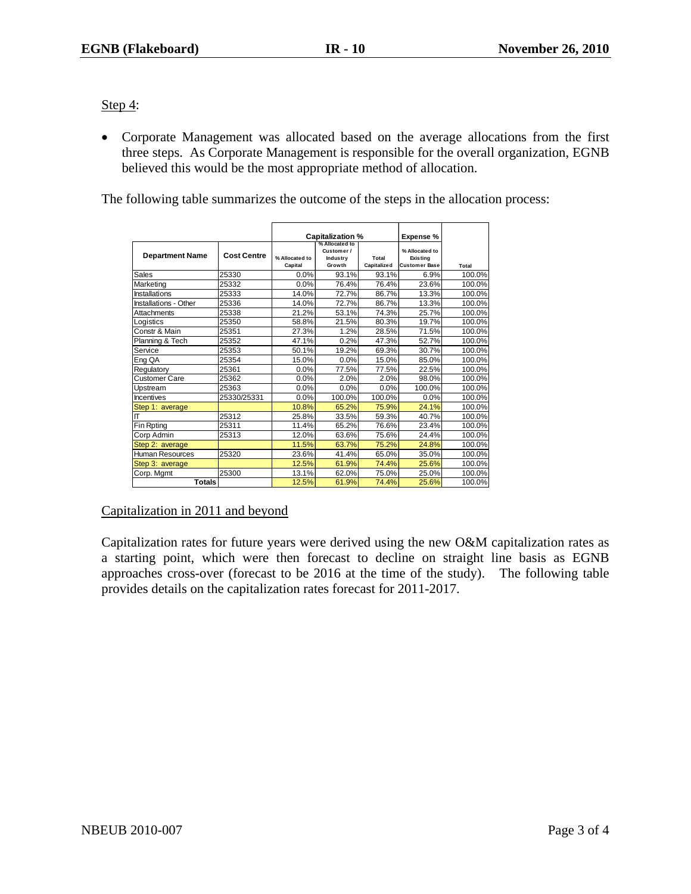Step 4:

- Corporate Management was allocated based on the average allocations from the first three steps. As Corporate Management is responsible for the overall organization, EGNB believed this would be the most appropriate method of allocation.

The following table summarizes the outcome of the steps in the allocation process:

| Department Name | Cost Centre | Capitalization % | | | Expense % | Total |
|---|---|---|---|---|---|---|
| | | % Allocated to Capital | % Allocated to Customer / Industry Growth | Total Capitalized | % Allocated to Existing Customer Base | Total |
| Sales | 25330 | 0.0% | 93.1% | 93.1% | 6.9% | 100.0% |
| Marketing | 25332 | 0.0% | 76.4% | 76.4% | 23.6% | 100.0% |
| Installations | 25333 | 14.0% | 72.7% | 86.7% | 13.3% | 100.0% |
| Installations - Other | 25336 | 14.0% | 72.7% | 86.7% | 13.3% | 100.0% |
| Attachments | 25338 | 21.2% | 53.1% | 74.3% | 25.7% | 100.0% |
| Logistics | 25350 | 58.8% | 21.5% | 80.3% | 19.7% | 100.0% |
| Constr & Main | 25351 | 27.3% | 1.2% | 28.5% | 71.5% | 100.0% |
| Planning & Tech | 25352 | 47.1% | 0.2% | 47.3% | 52.7% | 100.0% |
| Service | 25353 | 50.1% | 19.2% | 69.3% | 30.7% | 100.0% |
| Eng QA | 25354 | 15.0% | 0.0% | 15.0% | 85.0% | 100.0% |
| Regulatory | 25361 | 0.0% | 77.5% | 77.5% | 22.5% | 100.0% |
| Customer Care | 25362 | 0.0% | 2.0% | 2.0% | 98.0% | 100.0% |
| Upstream | 25363 | 0.0% | 0.0% | 0.0% | 100.0% | 100.0% |
| Incentives | 25330/25331 | 0.0% | 100.0% | 100.0% | 0.0% | 100.0% |
| Step 1: average | | 10.8% | 65.2% | 75.9% | 24.1% | 100.0% |
| IT | 25312 | 25.8% | 33.5% | 59.3% | 40.7% | 100.0% |
| Fin Rpting | 25311 | 11.4% | 65.2% | 76.6% | 23.4% | 100.0% |
| Corp Admin | 25313 | 12.0% | 63.6% | 75.6% | 24.4% | 100.0% |
| Step 2: average | | 11.5% | 63.7% | 75.2% | 24.8% | 100.0% |
| Human Resources | 25320 | 23.6% | 41.4% | 65.0% | 35.0% | 100.0% |
| Step 3: average | | 12.5% | 61.9% | 74.4% | 25.6% | 100.0% |
| Corp. Mgmt | 25300 | 13.1% | 62.0% | 75.0% | 25.0% | 100.0% |
| **Totals** | | 12.5% | 61.9% | 74.4% | 25.6% | 100.0% |

Capitalization in 2011 and beyond

Capitalization rates for future years were derived using the new O&M capitalization rates as a starting point, which were then forecast to decline on straight line basis as EGNB approaches cross-over (forecast to be 2016 at the time of the study). The following table provides details on the capitalization rates forecast for 2011-2017.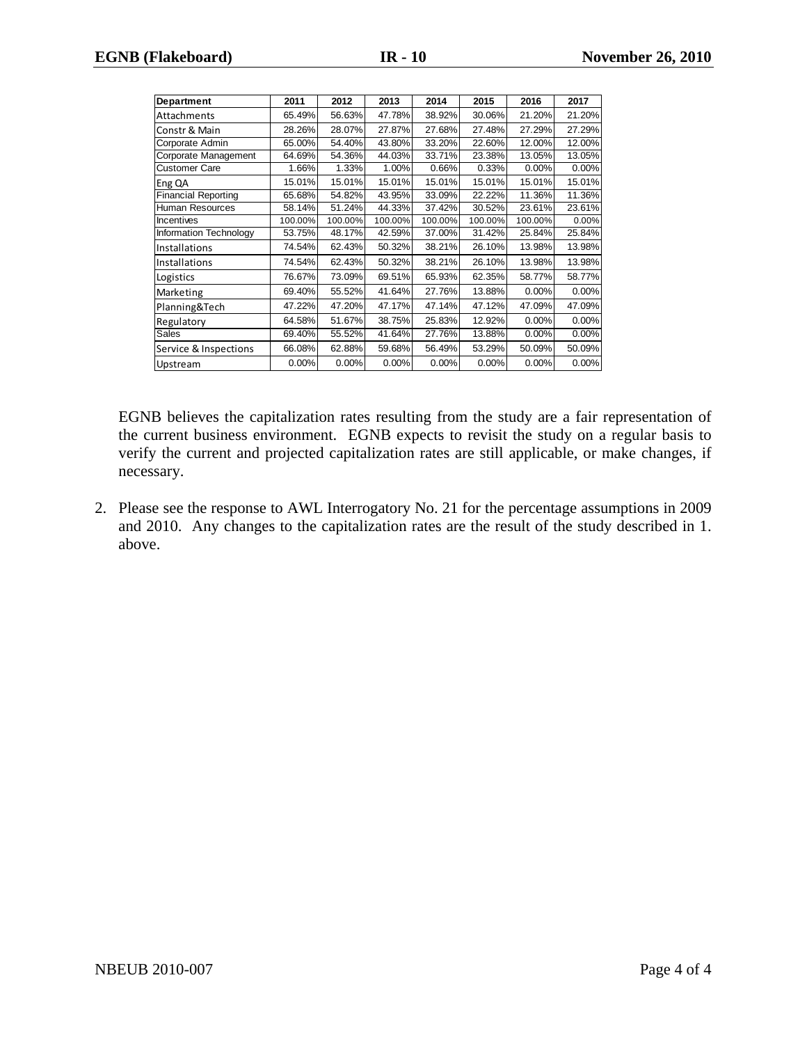| Department | 2011 | 2012 | 2013 | 2014 | 2015 | 2016 | 2017 |
|---|---|---|---|---|---|---|---|
| Attachments | 65.49% | 56.63% | 47.78% | 38.92% | 30.06% | 21.20% | 21.20% |
| Constr & Main | 28.26% | 28.07% | 27.87% | 27.68% | 27.48% | 27.29% | 27.29% |
| Corporate Admin | 65.00% | 54.40% | 43.80% | 33.20% | 22.60% | 12.00% | 12.00% |
| Corporate Management | 64.69% | 54.36% | 44.03% | 33.71% | 23.38% | 13.05% | 13.05% |
| Customer Care | 1.66% | 1.33% | 1.00% | 0.66% | 0.33% | 0.00% | 0.00% |
| Eng QA | 15.01% | 15.01% | 15.01% | 15.01% | 15.01% | 15.01% | 15.01% |
| Financial Reporting | 65.68% | 54.82% | 43.95% | 33.09% | 22.22% | 11.36% | 11.36% |
| Human Resources | 58.14% | 51.24% | 44.33% | 37.42% | 30.52% | 23.61% | 23.61% |
| Incentives | 100.00% | 100.00% | 100.00% | 100.00% | 100.00% | 100.00% | 0.00% |
| Information Technology | 53.75% | 48.17% | 42.59% | 37.00% | 31.42% | 25.84% | 25.84% |
| Installations | 74.54% | 62.43% | 50.32% | 38.21% | 26.10% | 13.98% | 13.98% |
| Installations | 74.54% | 62.43% | 50.32% | 38.21% | 26.10% | 13.98% | 13.98% |
| Logistics | 76.67% | 73.09% | 69.51% | 65.93% | 62.35% | 58.77% | 58.77% |
| Marketing | 69.40% | 55.52% | 41.64% | 27.76% | 13.88% | 0.00% | 0.00% |
| Planning&Tech | 47.22% | 47.20% | 47.17% | 47.14% | 47.12% | 47.09% | 47.09% |
| Regulatory | 64.58% | 51.67% | 38.75% | 25.83% | 12.92% | 0.00% | 0.00% |
| Sales | 69.40% | 55.52% | 41.64% | 27.76% | 13.88% | 0.00% | 0.00% |
| Service & Inspections | 66.08% | 62.88% | 59.68% | 56.49% | 53.29% | 50.09% | 50.09% |
| Upstream | 0.00% | 0.00% | 0.00% | 0.00% | 0.00% | 0.00% | 0.00% |

EGNB believes the capitalization rates resulting from the study are a fair representation of the current business environment. EGNB expects to revisit the study on a regular basis to verify the current and projected capitalization rates are still applicable, or make changes, if necessary.

2. Please see the response to AWL Interrogatory No. 21 for the percentage assumptions in 2009 and 2010. Any changes to the capitalization rates are the result of the study described in 1. above.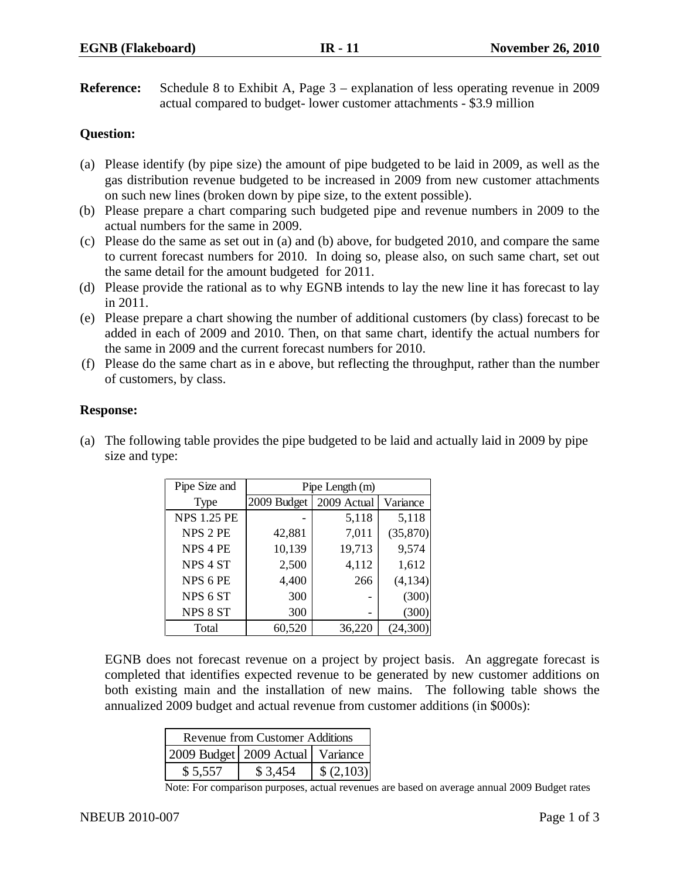**Reference:** Schedule 8 to Exhibit A, Page 3 – explanation of less operating revenue in 2009 actual compared to budget- lower customer attachments - $3.9 million

**Question:**

(a) Please identify (by pipe size) the amount of pipe budgeted to be laid in 2009, as well as the gas distribution revenue budgeted to be increased in 2009 from new customer attachments on such new lines (broken down by pipe size, to the extent possible).

(b) Please prepare a chart comparing such budgeted pipe and revenue numbers in 2009 to the actual numbers for the same in 2009.

(c) Please do the same as set out in (a) and (b) above, for budgeted 2010, and compare the same to current forecast numbers for 2010. In doing so, please also, on such same chart, set out the same detail for the amount budgeted for 2011.

(d) Please provide the rational as to why EGNB intends to lay the new line it has forecast to lay in 2011.

(e) Please prepare a chart showing the number of additional customers (by class) forecast to be added in each of 2009 and 2010. Then, on that same chart, identify the actual numbers for the same in 2009 and the current forecast numbers for 2010.

(f) Please do the same chart as in e above, but reflecting the throughput, rather than the number of customers, by class.

**Response:**

(a) The following table provides the pipe budgeted to be laid and actually laid in 2009 by pipe size and type:

| Pipe Size and Type | Pipe Length (m) | | |
|---|---|---|---|
| | 2009 Budget | 2009 Actual | Variance |
| NPS 1.25 PE | - | 5,118 | 5,118 |
| NPS 2 PE | 42,881 | 7,011 | (35,870) |
| NPS 4 PE | 10,139 | 19,713 | 9,574 |
| NPS 4 ST | 2,500 | 4,112 | 1,612 |
| NPS 6 PE | 4,400 | 266 | (4,134) |
| NPS 6 ST | 300 | - | (300) |
| NPS 8 ST | 300 | - | (300) |
| Total | 60,520 | 36,220 | (24,300) |

EGNB does not forecast revenue on a project by project basis. An aggregate forecast is completed that identifies expected revenue to be generated by new customer additions on both existing main and the installation of new mains. The following table shows the annualized 2009 budget and actual revenue from customer additions (in $000s):

| Revenue from Customer Additions | | |
|---|---|---|
| 2009 Budget | 2009 Actual | Variance |
| $ 5,557 | $ 3,454 | $ (2,103) |

Note: For comparison purposes, actual revenues are based on average annual 2009 Budget rates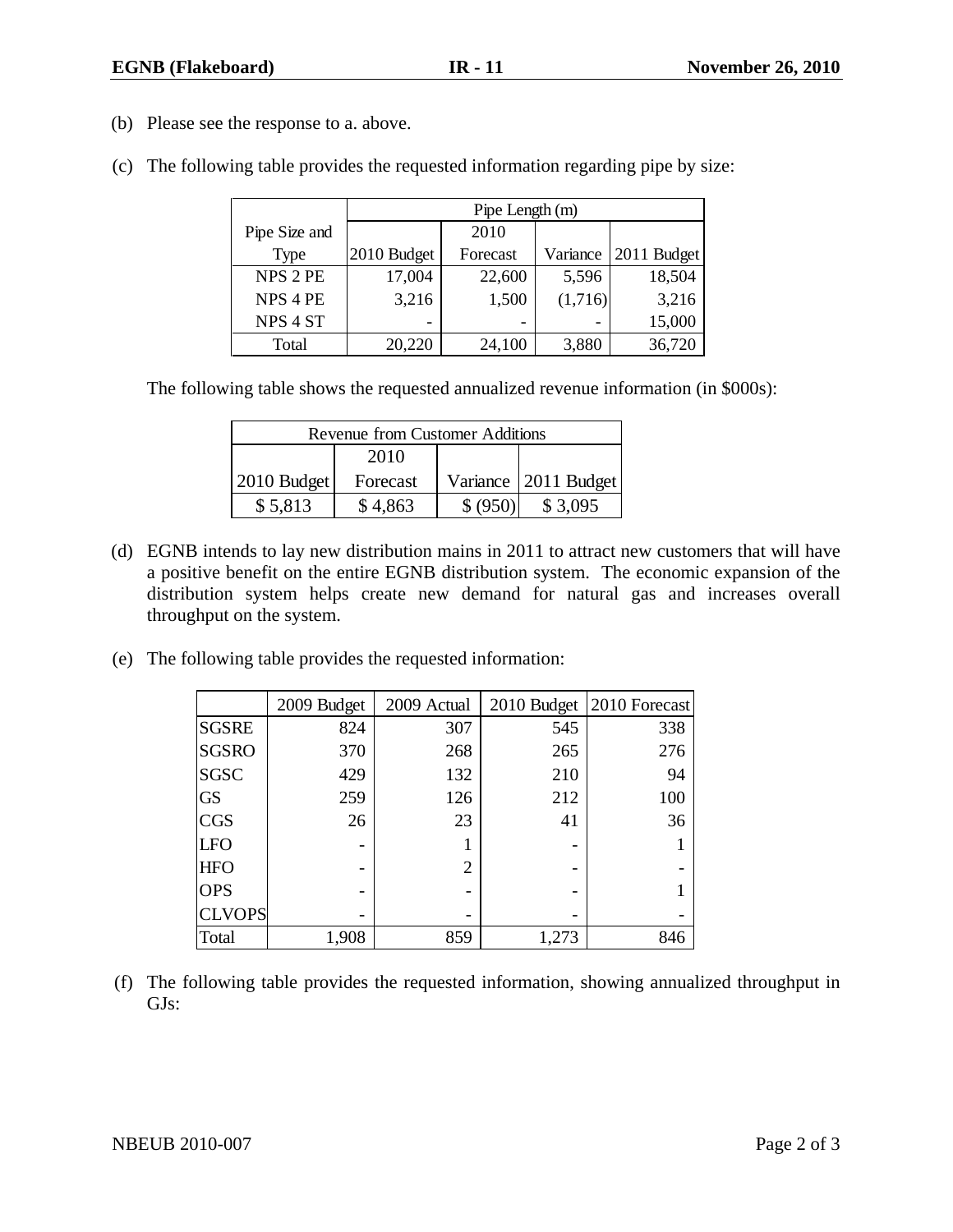(b) Please see the response to a. above.

(c) The following table provides the requested information regarding pipe by size:

| Pipe Size and Type | Pipe Length (m) | | | |
|---|---|---|---|---|
| | 2010 Budget | 2010 Forecast | Variance | 2011 Budget |
| NPS 2 PE | 17,004 | 22,600 | 5,596 | 18,504 |
| NPS 4 PE | 3,216 | 1,500 | (1,716) | 3,216 |
| NPS 4 ST | - | - | - | 15,000 |
| Total | 20,220 | 24,100 | 3,880 | 36,720 |

The following table shows the requested annualized revenue information (in $000s):

| Revenue from Customer Additions | | | |
|---|---|---|---|
| 2010 Budget | 2010 Forecast | Variance | 2011 Budget |
| $ 5,813 | $ 4,863 | $ (950) | $ 3,095 |

(d) EGNB intends to lay new distribution mains in 2011 to attract new customers that will have a positive benefit on the entire EGNB distribution system. The economic expansion of the distribution system helps create new demand for natural gas and increases overall throughput on the system.

(e) The following table provides the requested information:

| | 2009 Budget | 2009 Actual | 2010 Budget | 2010 Forecast |
|---|---|---|---|---|
| SGSRE | 824 | 307 | 545 | 338 |
| SGSRO | 370 | 268 | 265 | 276 |
| SGSC | 429 | 132 | 210 | 94 |
| GS | 259 | 126 | 212 | 100 |
| CGS | 26 | 23 | 41 | 36 |
| LFO | - | 1 | - | 1 |
| HFO | - | 2 | - | - |
| OPS | - | - | - | 1 |
| CLVOPS | - | - | - | - |
| Total | 1,908 | 859 | 1,273 | 846 |

(f) The following table provides the requested information, showing annualized throughput in GJs: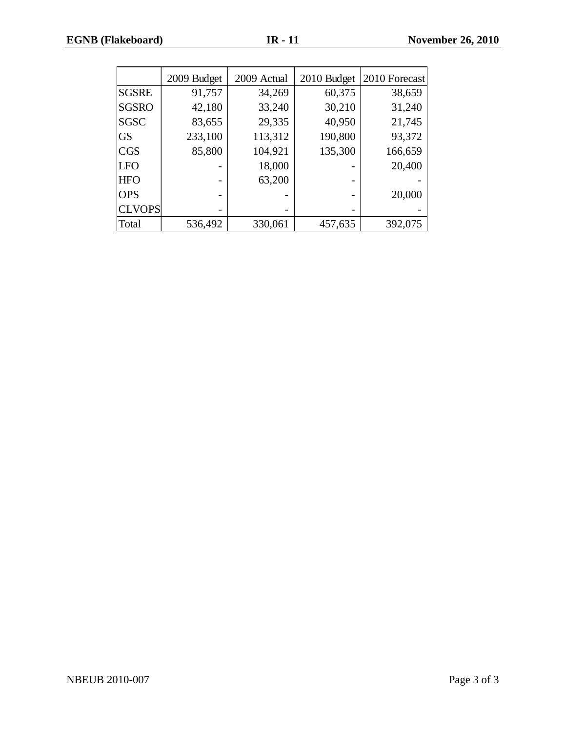| | 2009 Budget | 2009 Actual | 2010 Budget | 2010 Forecast |
|---|---|---|---|---|
| SGSRE | 91,757 | 34,269 | 60,375 | 38,659 |
| SGSRO | 42,180 | 33,240 | 30,210 | 31,240 |
| SGSC | 83,655 | 29,335 | 40,950 | 21,745 |
| GS | 233,100 | 113,312 | 190,800 | 93,372 |
| CGS | 85,800 | 104,921 | 135,300 | 166,659 |
| LFO | - | 18,000 | - | 20,400 |
| HFO | - | 63,200 | - | - |
| OPS | - | - | - | 20,000 |
| CLVOPS | - | - | - | - |
| Total | 536,492 | 330,061 | 457,635 | 392,075 |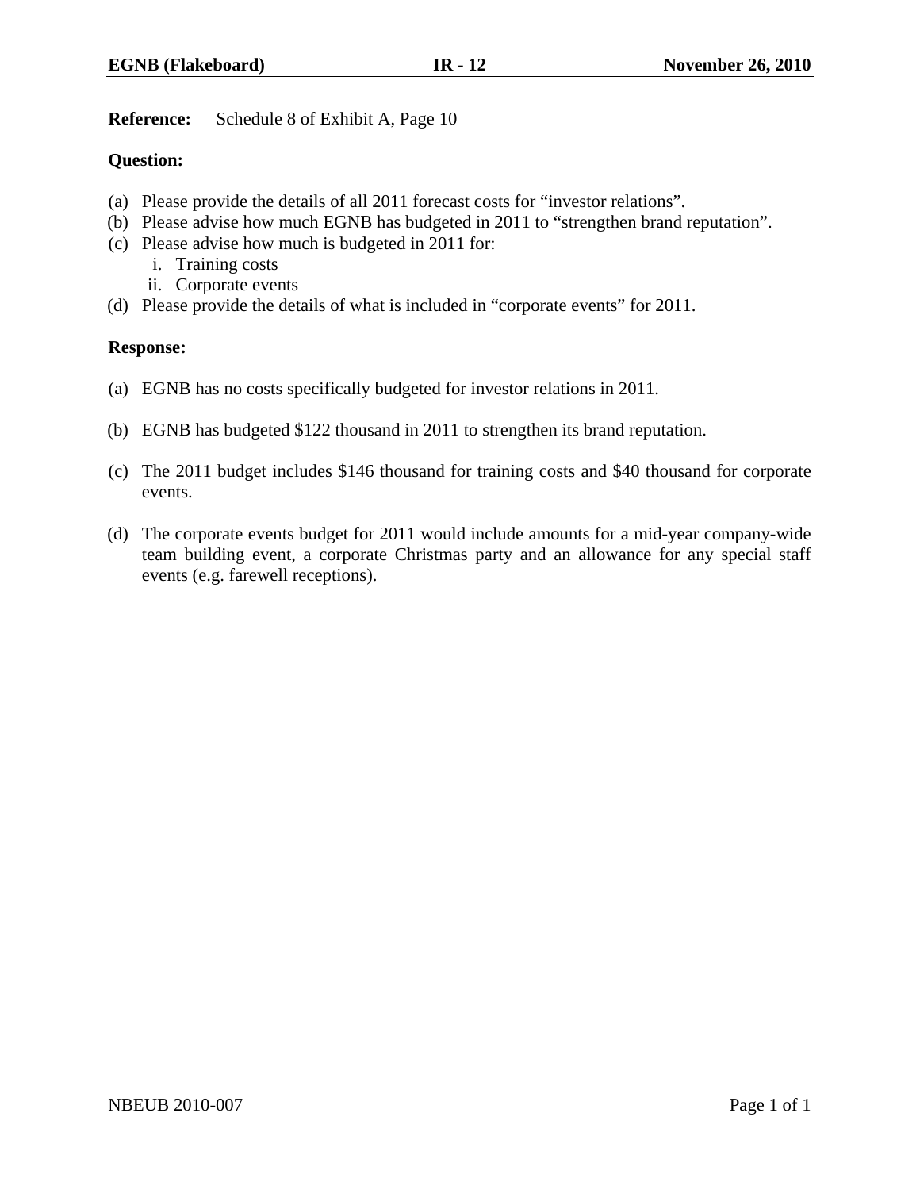**Reference:** Schedule 8 of Exhibit A, Page 10

**Question:**

(a) Please provide the details of all 2011 forecast costs for "investor relations".
(b) Please advise how much EGNB has budgeted in 2011 to "strengthen brand reputation".
(c) Please advise how much is budgeted in 2011 for:
    i. Training costs
    ii. Corporate events
(d) Please provide the details of what is included in "corporate events" for 2011.

**Response:**

(a) EGNB has no costs specifically budgeted for investor relations in 2011.

(b) EGNB has budgeted $122 thousand in 2011 to strengthen its brand reputation.

(c) The 2011 budget includes $146 thousand for training costs and $40 thousand for corporate events.

(d) The corporate events budget for 2011 would include amounts for a mid-year company-wide team building event, a corporate Christmas party and an allowance for any special staff events (e.g. farewell receptions).